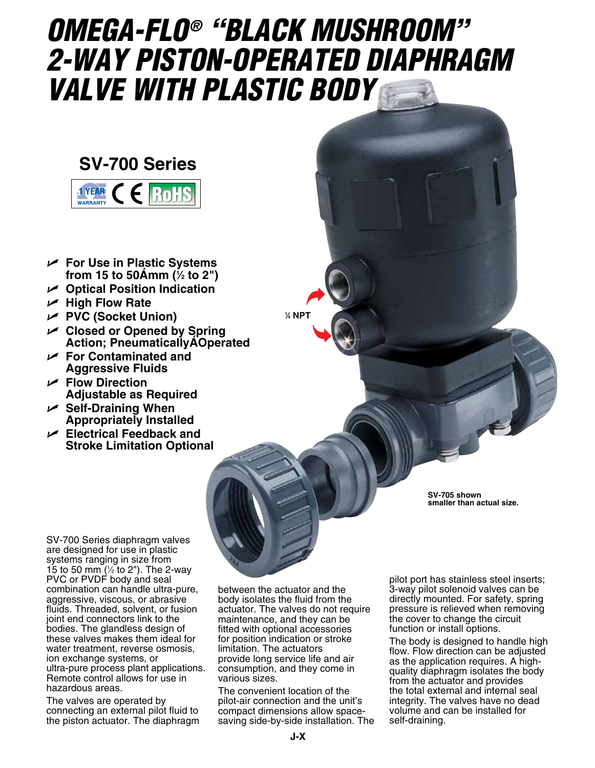# OMEGA-FLO® "BLACK MUSHROOM" 2-WAY PISTON-OPERATED DIAPHRAGM VALVE WITH PLASTIC BODY

## SV-700 Series

1 YEAR WARRANTY CE RoHS

- For Use in Plastic Systems from 15 to 50Ámm (½ to 2")
- Optical Position Indication
- High Flow Rate
- PVC (Socket Union)
- Closed or Opened by Spring Action; PneumaticallyÁOperated
- For Contaminated and Aggressive Fluids
- Flow Direction Adjustable as Required
- Self-Draining When Appropriately Installed
- Electrical Feedback and Stroke Limitation Optional

¼ NPT

**SV-705 shown smaller than actual size.**

SV-700 Series diaphragm valves are designed for use in plastic systems ranging in size from 15 to 50 mm (½ to 2"). The 2-way PVC or PVDF body and seal combination can handle ultra-pure, aggressive, viscous, or abrasive fluids. Threaded, solvent, or fusion joint end connectors link to the bodies. The glandless design of these valves makes them ideal for water treatment, reverse osmosis, ion exchange systems, or ultra-pure process plant applications. Remote control allows for use in hazardous areas.

The valves are operated by connecting an external pilot fluid to the piston actuator. The diaphragm between the actuator and the body isolates the fluid from the actuator. The valves do not require maintenance, and they can be fitted with optional accessories for position indication or stroke limitation. The actuators provide long service life and air consumption, and they come in various sizes.

The convenient location of the pilot-air connection and the unit's compact dimensions allow space-saving side-by-side installation. The pilot port has stainless steel inserts; 3-way pilot solenoid valves can be directly mounted. For safety, spring pressure is relieved when removing the cover to change the circuit function or install options.

The body is designed to handle high flow. Flow direction can be adjusted as the application requires. A high-quality diaphragm isolates the body from the actuator and provides the total external and internal seal integrity. The valves have no dead volume and can be installed for self-draining.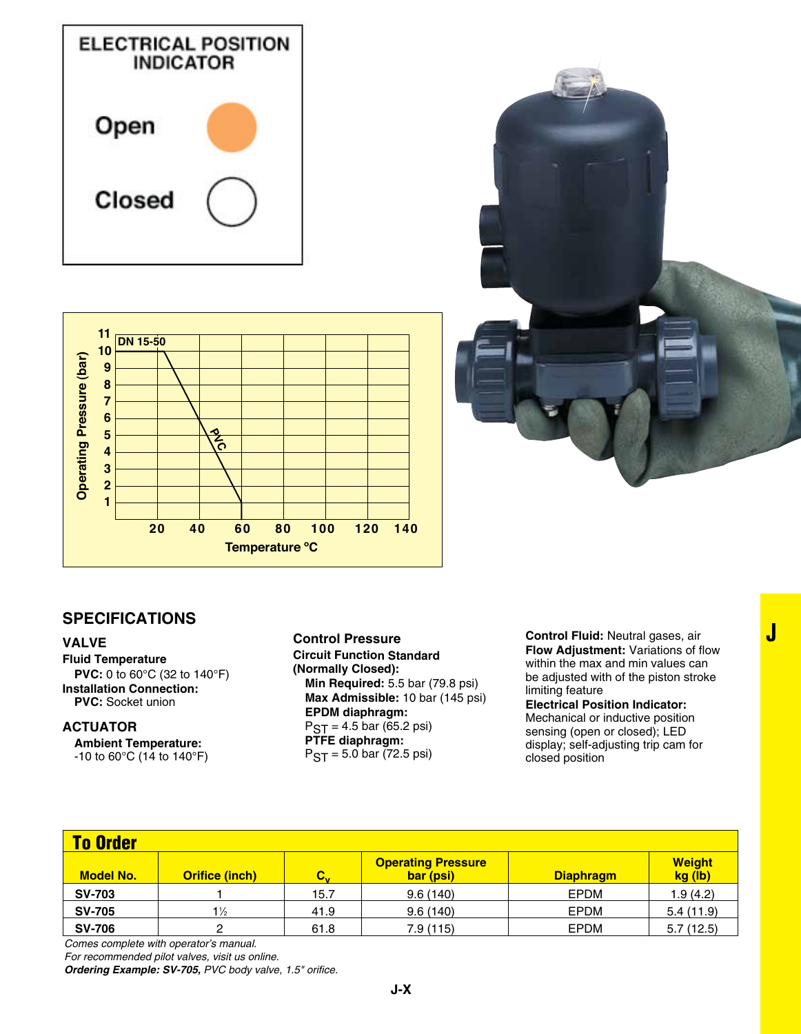ELECTRICAL POSITION INDICATOR

Open

Closed

DN 15-50

PVC

Operating Pressure (bar)

11
10
9
8
7
6
5
4
3
2
1

20 40 60 80 100 120 140

Temperature °C

## SPECIFICATIONS

### VALVE

**Fluid Temperature**
**PVC:** 0 to 60°C (32 to 140°F)
**Installation Connection:**
**PVC:** Socket union

### ACTUATOR

**Ambient Temperature:**
-10 to 60°C (14 to 140°F)

### Control Pressure

**Circuit Function Standard (Normally Closed):**
**Min Required:** 5.5 bar (79.8 psi)
**Max Admissible:** 10 bar (145 psi)
**EPDM diaphragm:**
$P_{ST}$ = 4.5 bar (65.2 psi)
**PTFE diaphragm:**
$P_{ST}$ = 5.0 bar (72.5 psi)

**Control Fluid:** Neutral gases, air
**Flow Adjustment:** Variations of flow within the max and min values can be adjusted with of the piston stroke limiting feature
**Electrical Position Indicator:** Mechanical or inductive position sensing (open or closed); LED display; self-adjusting trip cam for closed position

## To Order

| Model No. | Orifice (inch) | $C_v$ | Operating Pressure bar (psi) | Diaphragm | Weight kg (lb) |
|---|---|---|---|---|---|
| **SV-703** | 1 | 15.7 | 9.6 (140) | EPDM | 1.9 (4.2) |
| **SV-705** | 1½ | 41.9 | 9.6 (140) | EPDM | 5.4 (11.9) |
| **SV-706** | 2 | 61.8 | 7.9 (115) | EPDM | 5.7 (12.5) |

*Comes complete with operator's manual.*
*For recommended pilot valves, visit us online.*
***Ordering Example: SV-705,** PVC body valve, 1.5" orifice.*